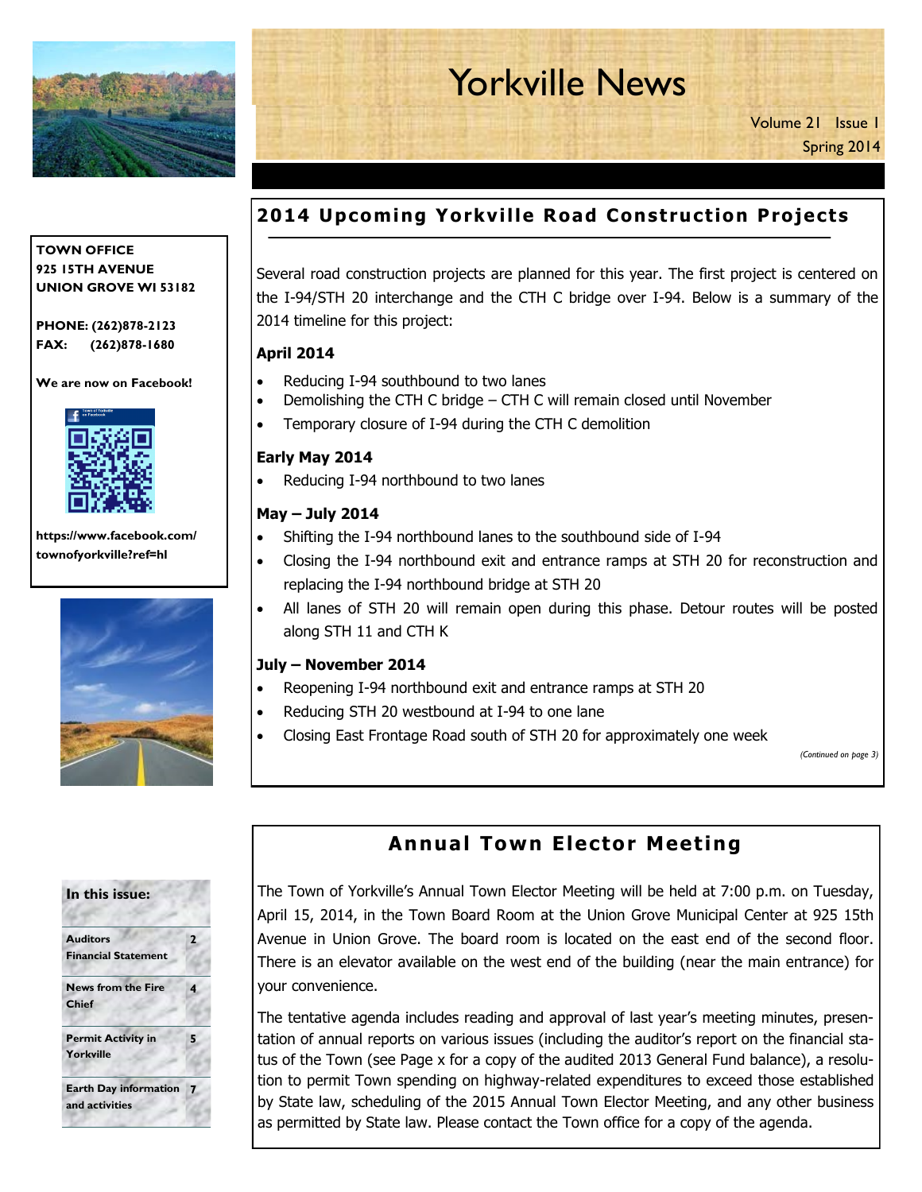# Yorkville News

Volume 21 Issue 1
Spring 2014

**TOWN OFFICE**
**925 15TH AVENUE**
**UNION GROVE WI 53182**

**PHONE: (262)878-2123**
**FAX: (262)878-1680**

**We are now on Facebook!**

**https://www.facebook.com/townofyorkville?ref=hl**

## 2014 Upcoming Yorkville Road Construction Projects

Several road construction projects are planned for this year. The first project is centered on the I-94/STH 20 interchange and the CTH C bridge over I-94. Below is a summary of the 2014 timeline for this project:

**April 2014**

- Reducing I-94 southbound to two lanes
- Demolishing the CTH C bridge – CTH C will remain closed until November
- Temporary closure of I-94 during the CTH C demolition

**Early May 2014**

- Reducing I-94 northbound to two lanes

**May – July 2014**

- Shifting the I-94 northbound lanes to the southbound side of I-94
- Closing the I-94 northbound exit and entrance ramps at STH 20 for reconstruction and replacing the I-94 northbound bridge at STH 20
- All lanes of STH 20 will remain open during this phase. Detour routes will be posted along STH 11 and CTH K

**July – November 2014**

- Reopening I-94 northbound exit and entrance ramps at STH 20
- Reducing STH 20 westbound at I-94 to one lane
- Closing East Frontage Road south of STH 20 for approximately one week

*(Continued on page 3)*

## Annual Town Elector Meeting

The Town of Yorkville's Annual Town Elector Meeting will be held at 7:00 p.m. on Tuesday, April 15, 2014, in the Town Board Room at the Union Grove Municipal Center at 925 15th Avenue in Union Grove. The board room is located on the east end of the second floor. There is an elevator available on the west end of the building (near the main entrance) for your convenience.

The tentative agenda includes reading and approval of last year's meeting minutes, presentation of annual reports on various issues (including the auditor's report on the financial status of the Town (see Page x for a copy of the audited 2013 General Fund balance), a resolution to permit Town spending on highway-related expenditures to exceed those established by State law, scheduling of the 2015 Annual Town Elector Meeting, and any other business as permitted by State law. Please contact the Town office for a copy of the agenda.

**In this issue:**

| | |
|---|---|
| Auditors Financial Statement | 2 |
| News from the Fire Chief | 4 |
| Permit Activity in Yorkville | 5 |
| Earth Day information and activities | 7 |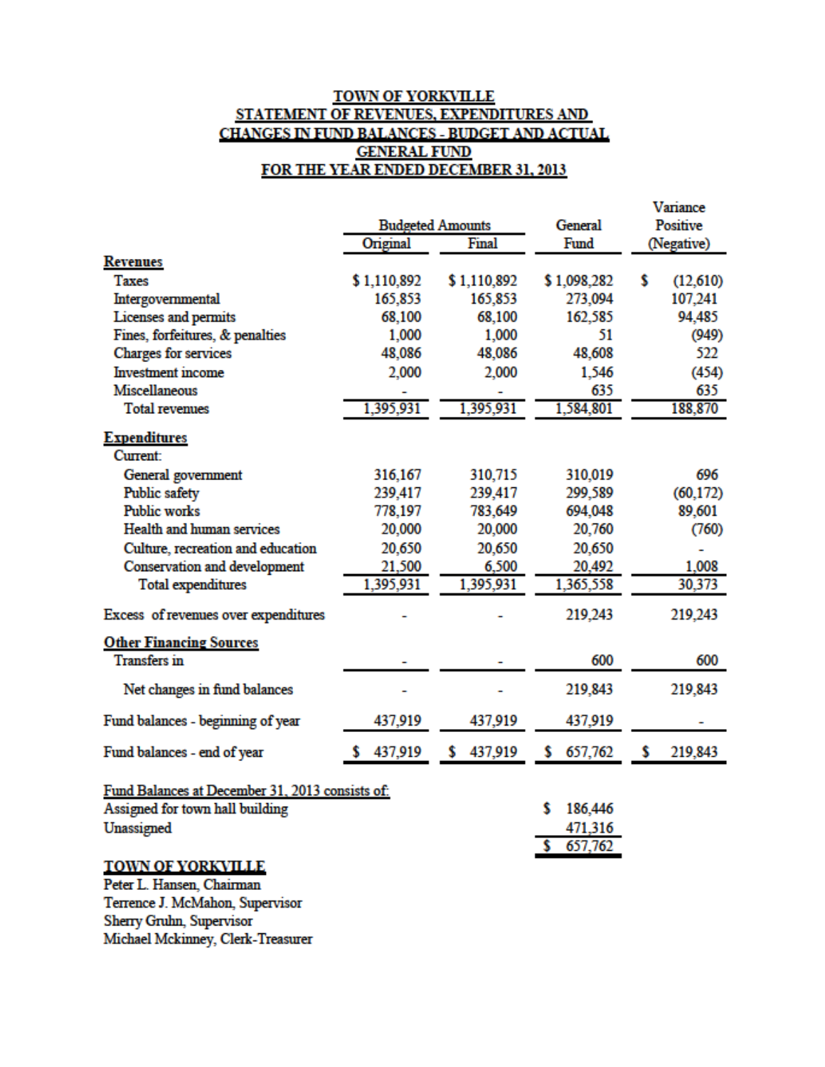# TOWN OF YORKVILLE

## STATEMENT OF REVENUES, EXPENDITURES AND CHANGES IN FUND BALANCES - BUDGET AND ACTUAL

## GENERAL FUND

## FOR THE YEAR ENDED DECEMBER 31, 2013

| | Budgeted Amounts | | General | Variance Positive |
|---|---|---|---|---|
| | Original | Final | Fund | (Negative) |
| **Revenues** | | | | |
| Taxes | $ 1,110,892 | $ 1,110,892 | $ 1,098,282 | $ (12,610) |
| Intergovernmental | 165,853 | 165,853 | 273,094 | 107,241 |
| Licenses and permits | 68,100 | 68,100 | 162,585 | 94,485 |
| Fines, forfeitures, & penalties | 1,000 | 1,000 | 51 | (949) |
| Charges for services | 48,086 | 48,086 | 48,608 | 522 |
| Investment income | 2,000 | 2,000 | 1,546 | (454) |
| Miscellaneous | - | - | 635 | 635 |
| Total revenues | 1,395,931 | 1,395,931 | 1,584,801 | 188,870 |
| **Expenditures** | | | | |
| Current: | | | | |
| General government | 316,167 | 310,715 | 310,019 | 696 |
| Public safety | 239,417 | 239,417 | 299,589 | (60,172) |
| Public works | 778,197 | 783,649 | 694,048 | 89,601 |
| Health and human services | 20,000 | 20,000 | 20,760 | (760) |
| Culture, recreation and education | 20,650 | 20,650 | 20,650 | - |
| Conservation and development | 21,500 | 6,500 | 20,492 | 1,008 |
| Total expenditures | 1,395,931 | 1,395,931 | 1,365,558 | 30,373 |
| Excess of revenues over expenditures | - | - | 219,243 | 219,243 |
| **Other Financing Sources** | | | | |
| Transfers in | - | - | 600 | 600 |
| Net changes in fund balances | - | - | 219,843 | 219,843 |
| Fund balances - beginning of year | 437,919 | 437,919 | 437,919 | - |
| Fund balances - end of year | $ 437,919 | $ 437,919 | $ 657,762 | $ 219,843 |

| Fund Balances at December 31, 2013 consists of: | |
|---|---|
| Assigned for town hall building | $ 186,446 |
| Unassigned | 471,316 |
| | $ 657,762 |

**TOWN OF YORKVILLE**

Peter L. Hansen, Chairman
Terrence J. McMahon, Supervisor
Sherry Gruhn, Supervisor
Michael Mckinney, Clerk-Treasurer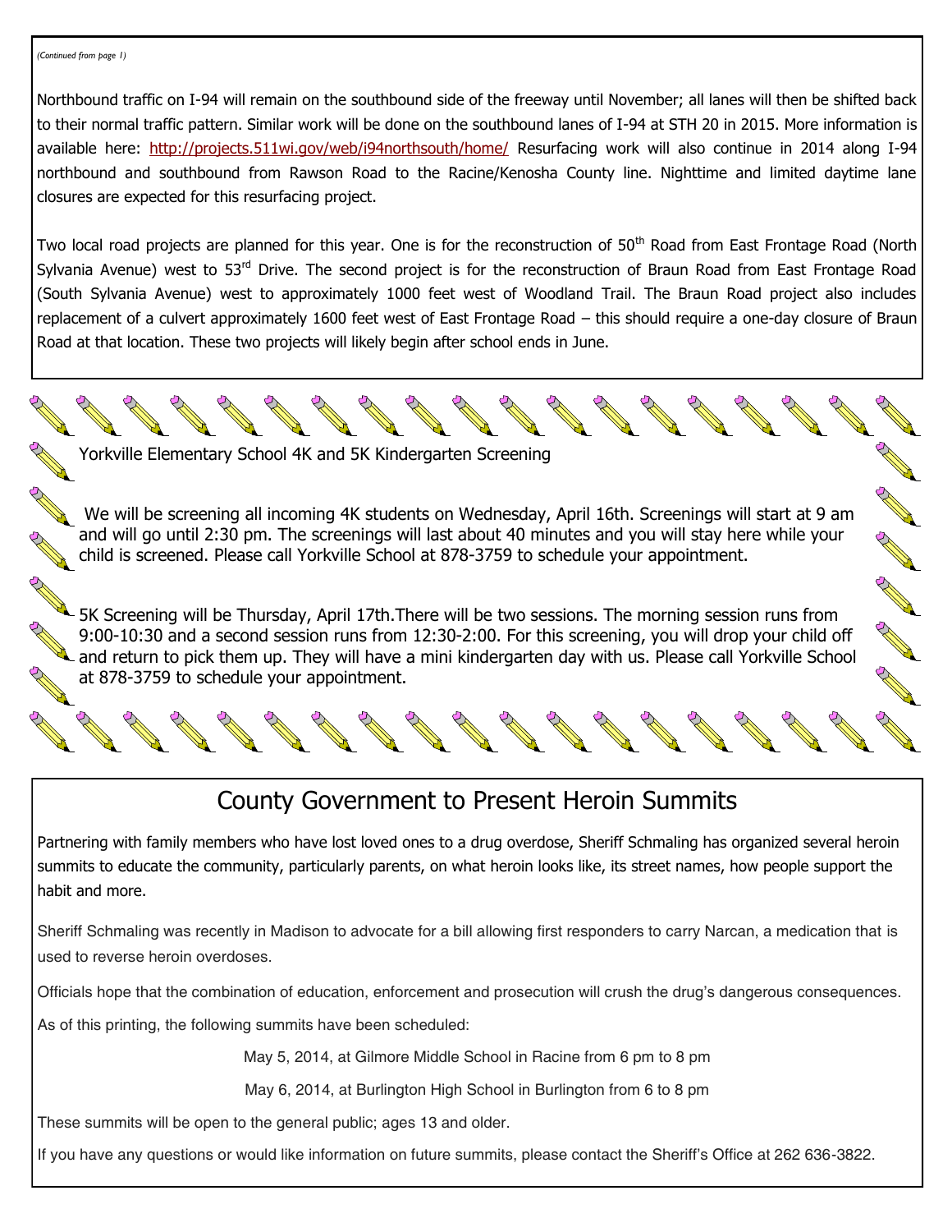*(Continued from page 1)*

Northbound traffic on I-94 will remain on the southbound side of the freeway until November; all lanes will then be shifted back to their normal traffic pattern. Similar work will be done on the southbound lanes of I-94 at STH 20 in 2015. More information is available here: http://projects.511wi.gov/web/i94northsouth/home/ Resurfacing work will also continue in 2014 along I-94 northbound and southbound from Rawson Road to the Racine/Kenosha County line. Nighttime and limited daytime lane closures are expected for this resurfacing project.

Two local road projects are planned for this year. One is for the reconstruction of 50th Road from East Frontage Road (North Sylvania Avenue) west to 53rd Drive. The second project is for the reconstruction of Braun Road from East Frontage Road (South Sylvania Avenue) west to approximately 1000 feet west of Woodland Trail. The Braun Road project also includes replacement of a culvert approximately 1600 feet west of East Frontage Road – this should require a one-day closure of Braun Road at that location. These two projects will likely begin after school ends in June.

## Yorkville Elementary School 4K and 5K Kindergarten Screening

We will be screening all incoming 4K students on Wednesday, April 16th. Screenings will start at 9 am and will go until 2:30 pm. The screenings will last about 40 minutes and you will stay here while your child is screened. Please call Yorkville School at 878-3759 to schedule your appointment.

5K Screening will be Thursday, April 17th.There will be two sessions. The morning session runs from 9:00-10:30 and a second session runs from 12:30-2:00. For this screening, you will drop your child off and return to pick them up. They will have a mini kindergarten day with us. Please call Yorkville School at 878-3759 to schedule your appointment.

# County Government to Present Heroin Summits

Partnering with family members who have lost loved ones to a drug overdose, Sheriff Schmaling has organized several heroin summits to educate the community, particularly parents, on what heroin looks like, its street names, how people support the habit and more.

Sheriff Schmaling was recently in Madison to advocate for a bill allowing first responders to carry Narcan, a medication that is used to reverse heroin overdoses.

Officials hope that the combination of education, enforcement and prosecution will crush the drug's dangerous consequences.

As of this printing, the following summits have been scheduled:

May 5, 2014, at Gilmore Middle School in Racine from 6 pm to 8 pm

May 6, 2014, at Burlington High School in Burlington from 6 to 8 pm

These summits will be open to the general public; ages 13 and older.

If you have any questions or would like information on future summits, please contact the Sheriff's Office at 262 636-3822.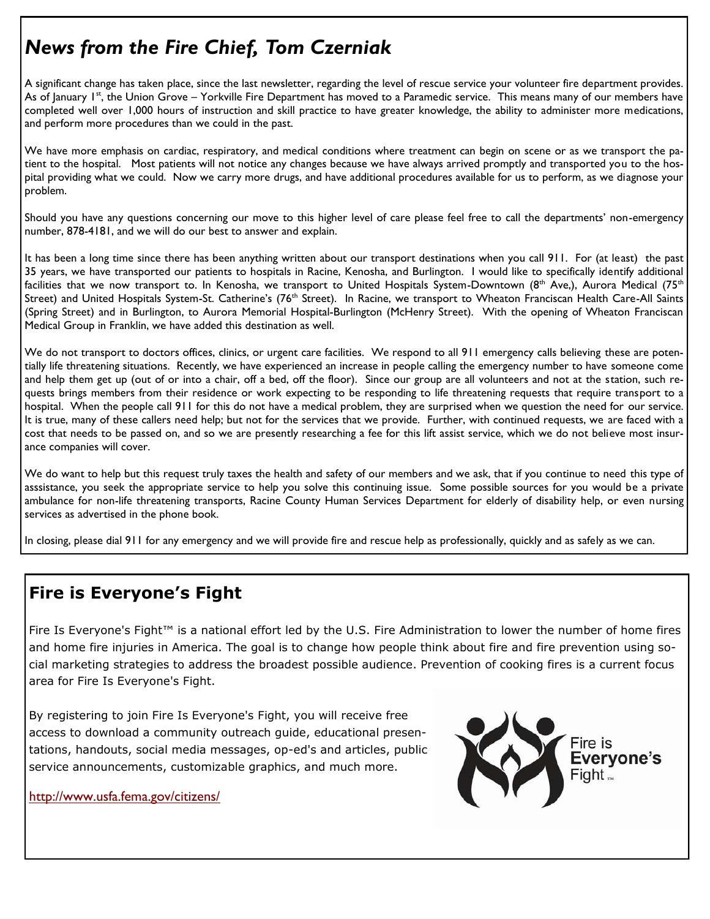# *News from the Fire Chief, Tom Czerniak*

A significant change has taken place, since the last newsletter, regarding the level of rescue service your volunteer fire department provides. As of January 1st, the Union Grove – Yorkville Fire Department has moved to a Paramedic service. This means many of our members have completed well over 1,000 hours of instruction and skill practice to have greater knowledge, the ability to administer more medications, and perform more procedures than we could in the past.

We have more emphasis on cardiac, respiratory, and medical conditions where treatment can begin on scene or as we transport the patient to the hospital. Most patients will not notice any changes because we have always arrived promptly and transported you to the hospital providing what we could. Now we carry more drugs, and have additional procedures available for us to perform, as we diagnose your problem.

Should you have any questions concerning our move to this higher level of care please feel free to call the departments' non-emergency number, 878-4181, and we will do our best to answer and explain.

It has been a long time since there has been anything written about our transport destinations when you call 911. For (at least) the past 35 years, we have transported our patients to hospitals in Racine, Kenosha, and Burlington. I would like to specifically identify additional facilities that we now transport to. In Kenosha, we transport to United Hospitals System-Downtown (8th Ave,), Aurora Medical (75th Street) and United Hospitals System-St. Catherine's (76th Street). In Racine, we transport to Wheaton Franciscan Health Care-All Saints (Spring Street) and in Burlington, to Aurora Memorial Hospital-Burlington (McHenry Street). With the opening of Wheaton Franciscan Medical Group in Franklin, we have added this destination as well.

We do not transport to doctors offices, clinics, or urgent care facilities. We respond to all 911 emergency calls believing these are potentially life threatening situations. Recently, we have experienced an increase in people calling the emergency number to have someone come and help them get up (out of or into a chair, off a bed, off the floor). Since our group are all volunteers and not at the station, such requests brings members from their residence or work expecting to be responding to life threatening requests that require transport to a hospital. When the people call 911 for this do not have a medical problem, they are surprised when we question the need for our service. It is true, many of these callers need help; but not for the services that we provide. Further, with continued requests, we are faced with a cost that needs to be passed on, and so we are presently researching a fee for this lift assist service, which we do not believe most insurance companies will cover.

We do want to help but this request truly taxes the health and safety of our members and we ask, that if you continue to need this type of asssistance, you seek the appropriate service to help you solve this continuing issue. Some possible sources for you would be a private ambulance for non-life threatening transports, Racine County Human Services Department for elderly of disability help, or even nursing services as advertised in the phone book.

In closing, please dial 911 for any emergency and we will provide fire and rescue help as professionally, quickly and as safely as we can.

## Fire is Everyone's Fight

Fire Is Everyone's Fight™ is a national effort led by the U.S. Fire Administration to lower the number of home fires and home fire injuries in America. The goal is to change how people think about fire and fire prevention using social marketing strategies to address the broadest possible audience. Prevention of cooking fires is a current focus area for Fire Is Everyone's Fight.

By registering to join Fire Is Everyone's Fight, you will receive free access to download a community outreach guide, educational presentations, handouts, social media messages, op-ed's and articles, public service announcements, customizable graphics, and much more.

http://www.usfa.fema.gov/citizens/

Fire is **Everyone's** Fight™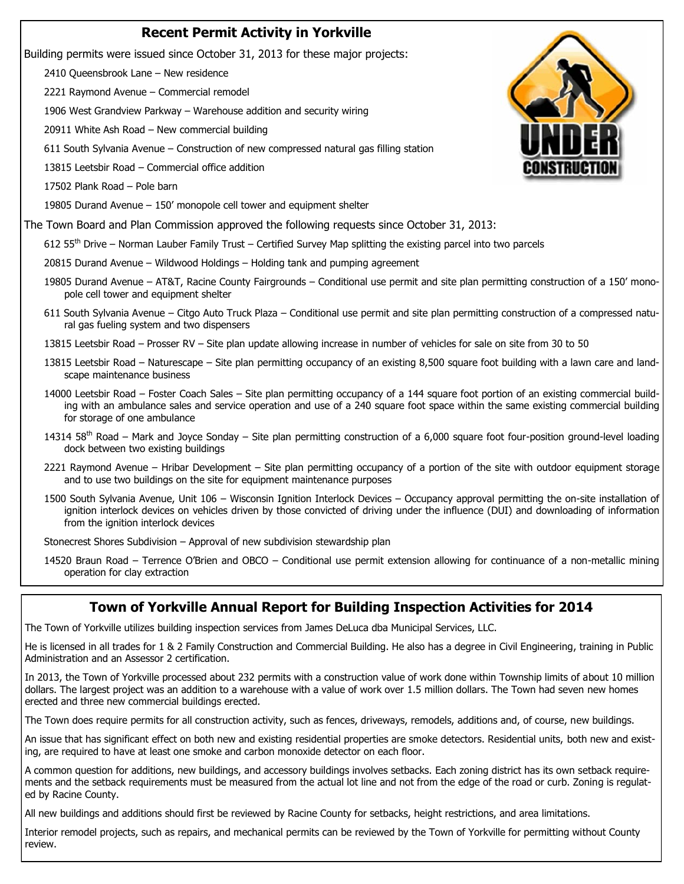## Recent Permit Activity in Yorkville

Building permits were issued since October 31, 2013 for these major projects:

- 2410 Queensbrook Lane – New residence
- 2221 Raymond Avenue – Commercial remodel
- 1906 West Grandview Parkway – Warehouse addition and security wiring
- 20911 White Ash Road – New commercial building
- 611 South Sylvania Avenue – Construction of new compressed natural gas filling station
- 13815 Leetsbir Road – Commercial office addition
- 17502 Plank Road – Pole barn
- 19805 Durand Avenue – 150' monopole cell tower and equipment shelter

The Town Board and Plan Commission approved the following requests since October 31, 2013:

- 612 55th Drive – Norman Lauber Family Trust – Certified Survey Map splitting the existing parcel into two parcels
- 20815 Durand Avenue – Wildwood Holdings – Holding tank and pumping agreement
- 19805 Durand Avenue – AT&T, Racine County Fairgrounds – Conditional use permit and site plan permitting construction of a 150' monopole cell tower and equipment shelter
- 611 South Sylvania Avenue – Citgo Auto Truck Plaza – Conditional use permit and site plan permitting construction of a compressed natural gas fueling system and two dispensers
- 13815 Leetsbir Road – Prosser RV – Site plan update allowing increase in number of vehicles for sale on site from 30 to 50
- 13815 Leetsbir Road – Naturescape – Site plan permitting occupancy of an existing 8,500 square foot building with a lawn care and landscape maintenance business
- 14000 Leetsbir Road – Foster Coach Sales – Site plan permitting occupancy of a 144 square foot portion of an existing commercial building with an ambulance sales and service operation and use of a 240 square foot space within the same existing commercial building for storage of one ambulance
- 14314 58th Road – Mark and Joyce Sonday – Site plan permitting construction of a 6,000 square foot four-position ground-level loading dock between two existing buildings
- 2221 Raymond Avenue – Hribar Development – Site plan permitting occupancy of a portion of the site with outdoor equipment storage and to use two buildings on the site for equipment maintenance purposes
- 1500 South Sylvania Avenue, Unit 106 – Wisconsin Ignition Interlock Devices – Occupancy approval permitting the on-site installation of ignition interlock devices on vehicles driven by those convicted of driving under the influence (DUI) and downloading of information from the ignition interlock devices
- Stonecrest Shores Subdivision – Approval of new subdivision stewardship plan
- 14520 Braun Road – Terrence O'Brien and OBCO – Conditional use permit extension allowing for continuance of a non-metallic mining operation for clay extraction

## Town of Yorkville Annual Report for Building Inspection Activities for 2014

The Town of Yorkville utilizes building inspection services from James DeLuca dba Municipal Services, LLC.

He is licensed in all trades for 1 & 2 Family Construction and Commercial Building. He also has a degree in Civil Engineering, training in Public Administration and an Assessor 2 certification.

In 2013, the Town of Yorkville processed about 232 permits with a construction value of work done within Township limits of about 10 million dollars. The largest project was an addition to a warehouse with a value of work over 1.5 million dollars. The Town had seven new homes erected and three new commercial buildings erected.

The Town does require permits for all construction activity, such as fences, driveways, remodels, additions and, of course, new buildings.

An issue that has significant effect on both new and existing residential properties are smoke detectors. Residential units, both new and existing, are required to have at least one smoke and carbon monoxide detector on each floor.

A common question for additions, new buildings, and accessory buildings involves setbacks. Each zoning district has its own setback requirements and the setback requirements must be measured from the actual lot line and not from the edge of the road or curb. Zoning is regulated by Racine County.

All new buildings and additions should first be reviewed by Racine County for setbacks, height restrictions, and area limitations.

Interior remodel projects, such as repairs, and mechanical permits can be reviewed by the Town of Yorkville for permitting without County review.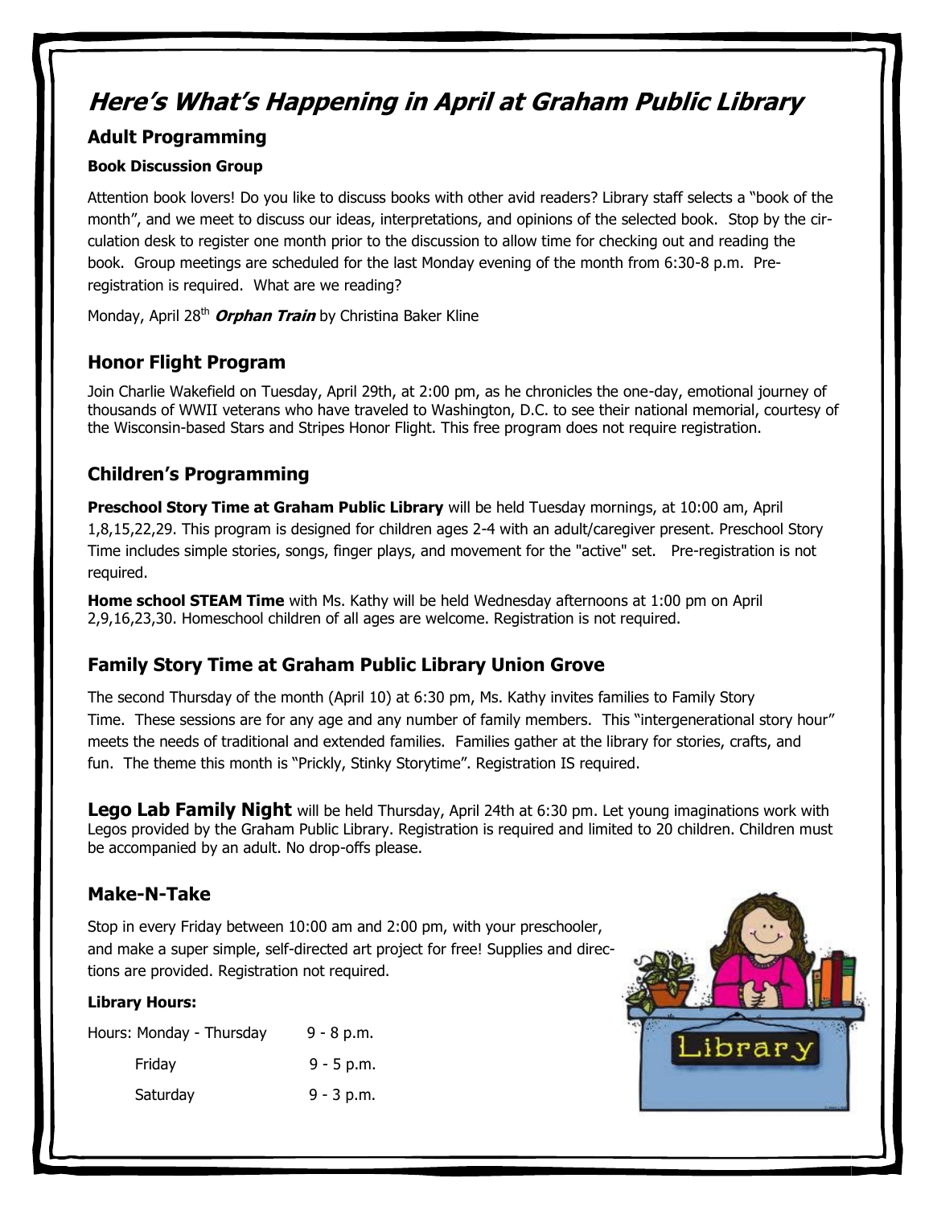# *Here's What's Happening in April at Graham Public Library*

## Adult Programming

### Book Discussion Group

Attention book lovers! Do you like to discuss books with other avid readers? Library staff selects a "book of the month", and we meet to discuss our ideas, interpretations, and opinions of the selected book. Stop by the circulation desk to register one month prior to the discussion to allow time for checking out and reading the book. Group meetings are scheduled for the last Monday evening of the month from 6:30-8 p.m. Pre-registration is required. What are we reading?

Monday, April 28th ***Orphan Train*** by Christina Baker Kline

## Honor Flight Program

Join Charlie Wakefield on Tuesday, April 29th, at 2:00 pm, as he chronicles the one-day, emotional journey of thousands of WWII veterans who have traveled to Washington, D.C. to see their national memorial, courtesy of the Wisconsin-based Stars and Stripes Honor Flight. This free program does not require registration.

## Children's Programming

**Preschool Story Time at Graham Public Library** will be held Tuesday mornings, at 10:00 am, April 1,8,15,22,29. This program is designed for children ages 2-4 with an adult/caregiver present. Preschool Story Time includes simple stories, songs, finger plays, and movement for the "active" set. Pre-registration is not required.

**Home school STEAM Time** with Ms. Kathy will be held Wednesday afternoons at 1:00 pm on April 2,9,16,23,30. Homeschool children of all ages are welcome. Registration is not required.

## Family Story Time at Graham Public Library Union Grove

The second Thursday of the month (April 10) at 6:30 pm, Ms. Kathy invites families to Family Story Time. These sessions are for any age and any number of family members. This "intergenerational story hour" meets the needs of traditional and extended families. Families gather at the library for stories, crafts, and fun. The theme this month is "Prickly, Stinky Storytime". Registration IS required.

**Lego Lab Family Night** will be held Thursday, April 24th at 6:30 pm. Let young imaginations work with Legos provided by the Graham Public Library. Registration is required and limited to 20 children. Children must be accompanied by an adult. No drop-offs please.

## Make-N-Take

Stop in every Friday between 10:00 am and 2:00 pm, with your preschooler, and make a super simple, self-directed art project for free! Supplies and directions are provided. Registration not required.

### Library Hours:

| Hours: Monday - Thursday | 9 - 8 p.m. |
|---|---|
| Friday | 9 - 5 p.m. |
| Saturday | 9 - 3 p.m. |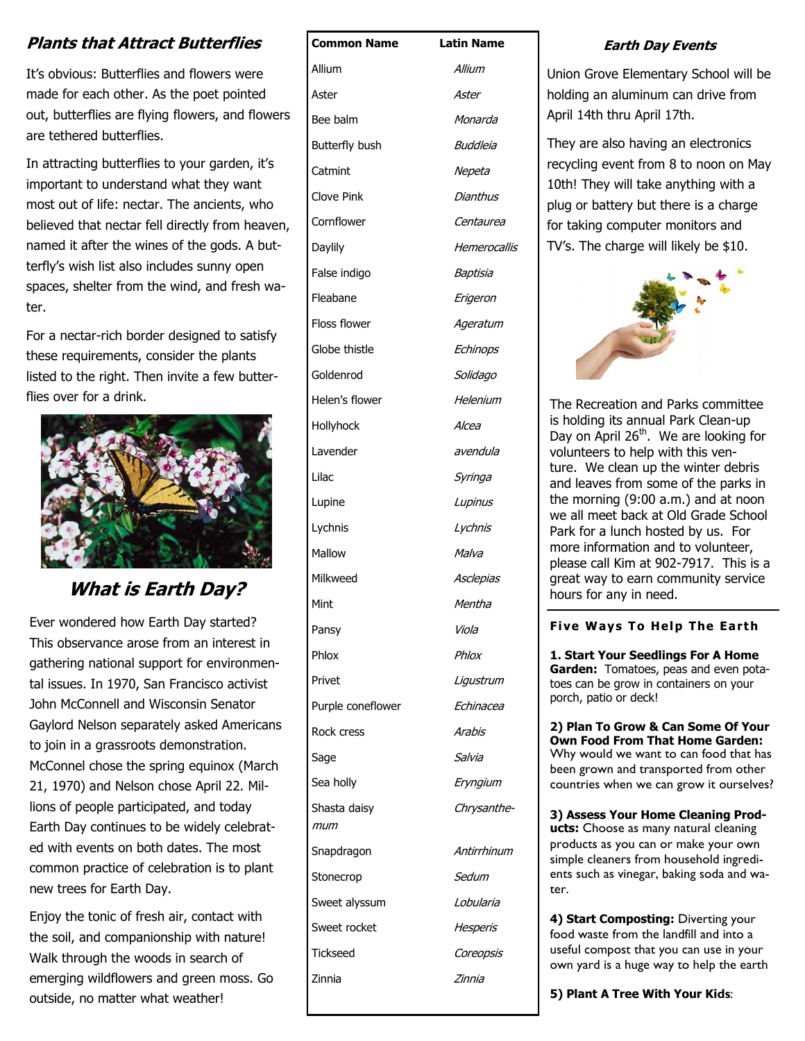## *Plants that Attract Butterflies*

It's obvious: Butterflies and flowers were made for each other. As the poet pointed out, butterflies are flying flowers, and flowers are tethered butterflies.

In attracting butterflies to your garden, it's important to understand what they want most out of life: nectar. The ancients, who believed that nectar fell directly from heaven, named it after the wines of the gods. A butterfly's wish list also includes sunny open spaces, shelter from the wind, and fresh water.

For a nectar-rich border designed to satisfy these requirements, consider the plants listed to the right. Then invite a few butterflies over for a drink.

| Common Name | Latin Name |
|---|---|
| Allium | *Allium* |
| Aster | *Aster* |
| Bee balm | *Monarda* |
| Butterfly bush | *Buddleia* |
| Catmint | *Nepeta* |
| Clove Pink | *Dianthus* |
| Cornflower | *Centaurea* |
| Daylily | *Hemerocallis* |
| False indigo | *Baptisia* |
| Fleabane | *Erigeron* |
| Floss flower | *Ageratum* |
| Globe thistle | *Echinops* |
| Goldenrod | *Solidago* |
| Helen's flower | *Helenium* |
| Hollyhock | *Alcea* |
| Lavender | *avendula* |
| Lilac | *Syringa* |
| Lupine | *Lupinus* |
| Lychnis | *Lychnis* |
| Mallow | *Malva* |
| Milkweed | *Asclepias* |
| Mint | *Mentha* |
| Pansy | *Viola* |
| Phlox | *Phlox* |
| Privet | *Ligustrum* |
| Purple coneflower | *Echinacea* |
| Rock cress | *Arabis* |
| Sage | *Salvia* |
| Sea holly | *Eryngium* |
| Shasta daisy | *Chrysanthemum* |
| Snapdragon | *Antirrhinum* |
| Stonecrop | *Sedum* |
| Sweet alyssum | *Lobularia* |
| Sweet rocket | *Hesperis* |
| Tickseed | *Coreopsis* |
| Zinnia | *Zinnia* |

## *What is Earth Day?*

Ever wondered how Earth Day started? This observance arose from an interest in gathering national support for environmental issues. In 1970, San Francisco activist John McConnell and Wisconsin Senator Gaylord Nelson separately asked Americans to join in a grassroots demonstration. McConnel chose the spring equinox (March 21, 1970) and Nelson chose April 22. Millions of people participated, and today Earth Day continues to be widely celebrated with events on both dates. The most common practice of celebration is to plant new trees for Earth Day.

Enjoy the tonic of fresh air, contact with the soil, and companionship with nature! Walk through the woods in search of emerging wildflowers and green moss. Go outside, no matter what weather!

## *Earth Day Events*

Union Grove Elementary School will be holding an aluminum can drive from April 14th thru April 17th.

They are also having an electronics recycling event from 8 to noon on May 10th! They will take anything with a plug or battery but there is a charge for taking computer monitors and TV's. The charge will likely be $10.

The Recreation and Parks committee is holding its annual Park Clean-up Day on April 26th. We are looking for volunteers to help with this venture. We clean up the winter debris and leaves from some of the parks in the morning (9:00 a.m.) and at noon we all meet back at Old Grade School Park for a lunch hosted by us. For more information and to volunteer, please call Kim at 902-7917. This is a great way to earn community service hours for any in need.

### Five Ways To Help The Earth

**1. Start Your Seedlings For A Home Garden:** Tomatoes, peas and even potatoes can be grow in containers on your porch, patio or deck!

**2) Plan To Grow & Can Some Of Your Own Food From That Home Garden:** Why would we want to can food that has been grown and transported from other countries when we can grow it ourselves?

**3) Assess Your Home Cleaning Products:** Choose as many natural cleaning products as you can or make your own simple cleaners from household ingredients such as vinegar, baking soda and water.

**4) Start Composting:** Diverting your food waste from the landfill and into a useful compost that you can use in your own yard is a huge way to help the earth

**5) Plant A Tree With Your Kids**: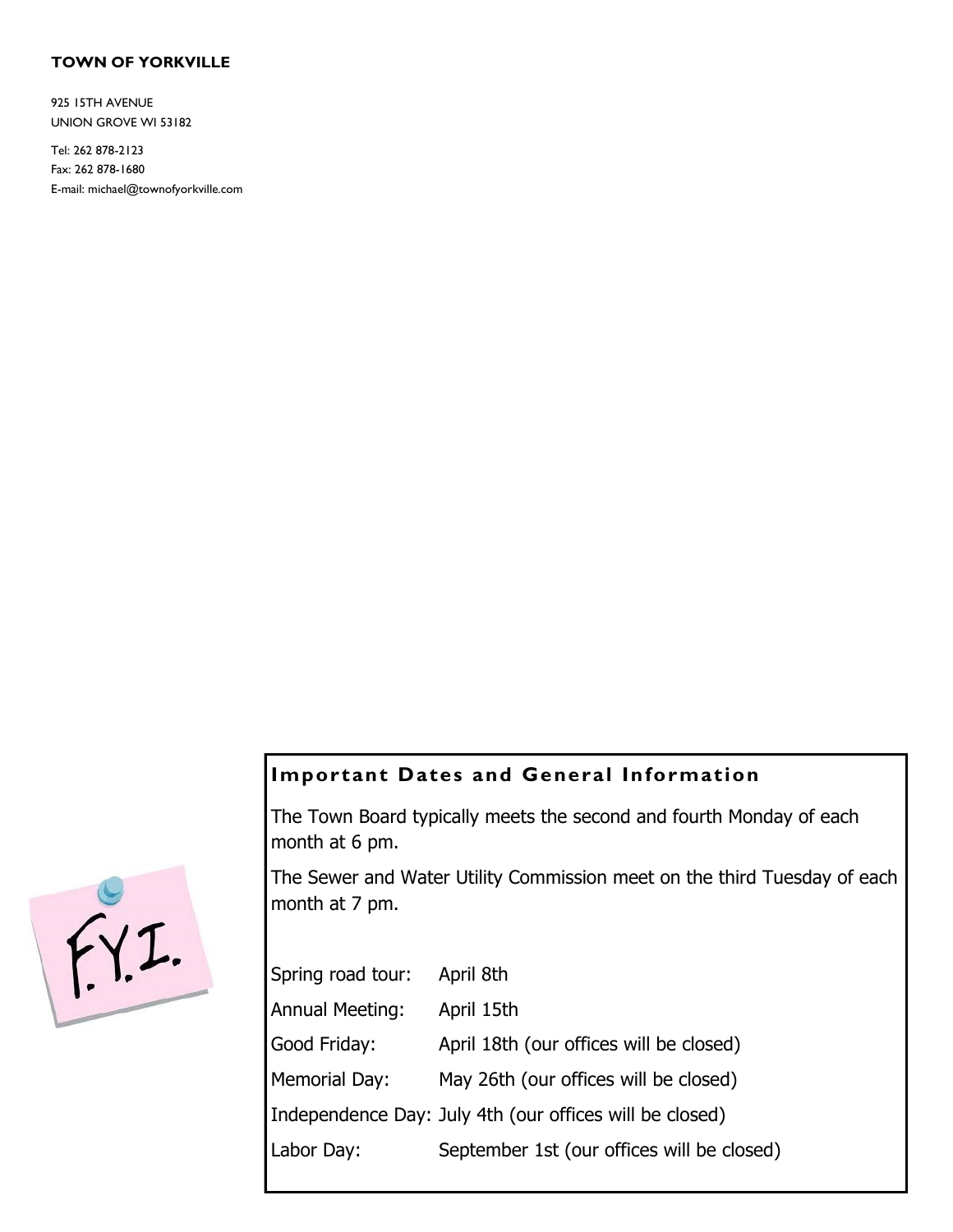**TOWN OF YORKVILLE**

925 15TH AVENUE
UNION GROVE WI 53182

Tel: 262 878-2123
Fax: 262 878-1680
E-mail: michael@townofyorkville.com

## Important Dates and General Information

The Town Board typically meets the second and fourth Monday of each month at 6 pm.

The Sewer and Water Utility Commission meet on the third Tuesday of each month at 7 pm.

| | |
|---|---|
| Spring road tour: | April 8th |
| Annual Meeting: | April 15th |
| Good Friday: | April 18th (our offices will be closed) |
| Memorial Day: | May 26th (our offices will be closed) |
| Independence Day: | July 4th (our offices will be closed) |
| Labor Day: | September 1st (our offices will be closed) |